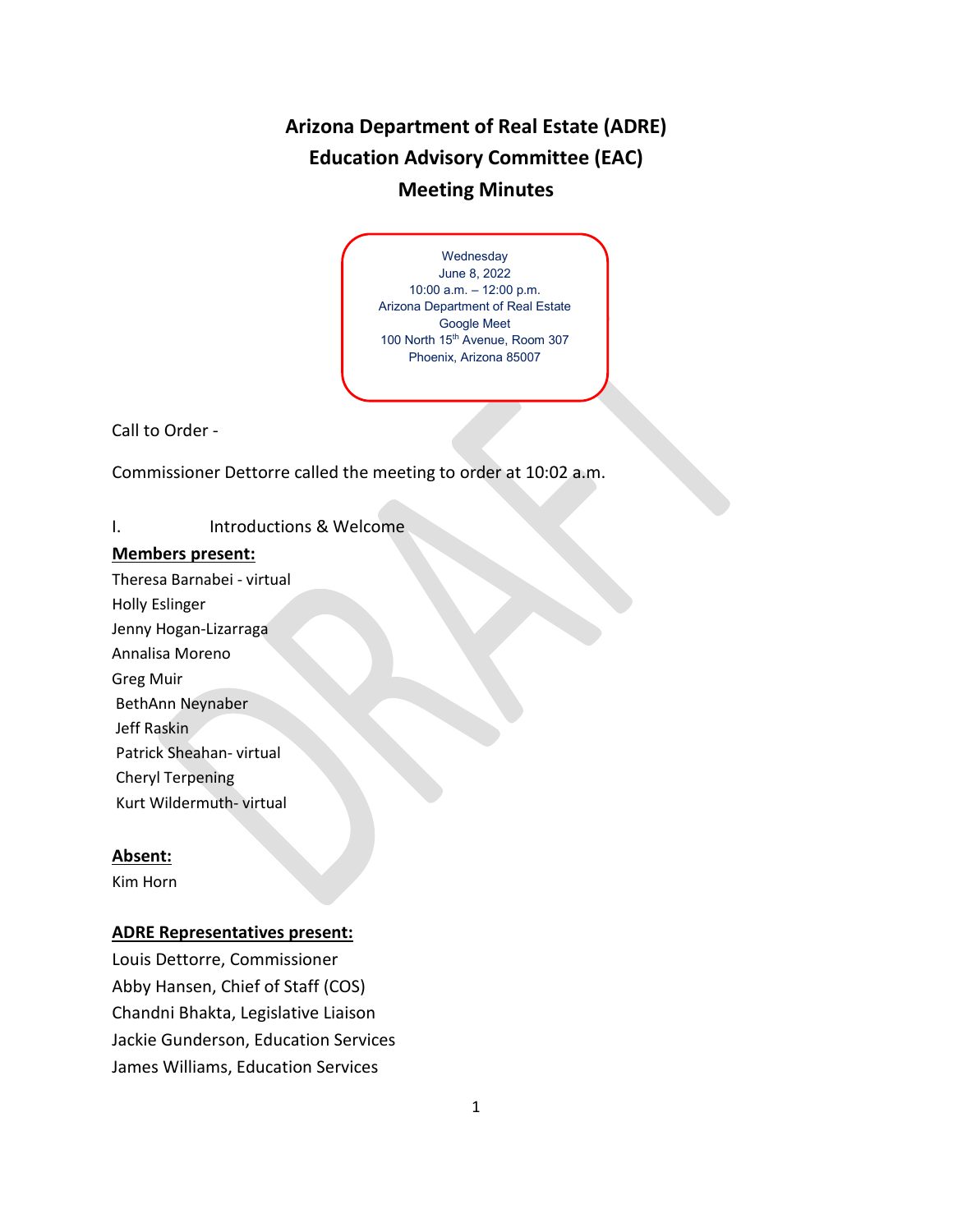# Arizona Department of Real Estate (ADRE)
# Education Advisory Committee (EAC)
# Meeting Minutes

Wednesday
June 8, 2022
10:00 a.m. – 12:00 p.m.
Arizona Department of Real Estate
Google Meet
100 North 15th Avenue, Room 307
Phoenix, Arizona 85007

Call to Order -

Commissioner Dettorre called the meeting to order at 10:02 a.m.

I. Introductions & Welcome

**Members present:**

Theresa Barnabei - virtual
Holly Eslinger
Jenny Hogan-Lizarraga
Annalisa Moreno
Greg Muir
BethAnn Neynaber
Jeff Raskin
Patrick Sheahan- virtual
Cheryl Terpening
Kurt Wildermuth- virtual

**Absent:**

Kim Horn

**ADRE Representatives present:**

Louis Dettorre, Commissioner
Abby Hansen, Chief of Staff (COS)
Chandni Bhakta, Legislative Liaison
Jackie Gunderson, Education Services
James Williams, Education Services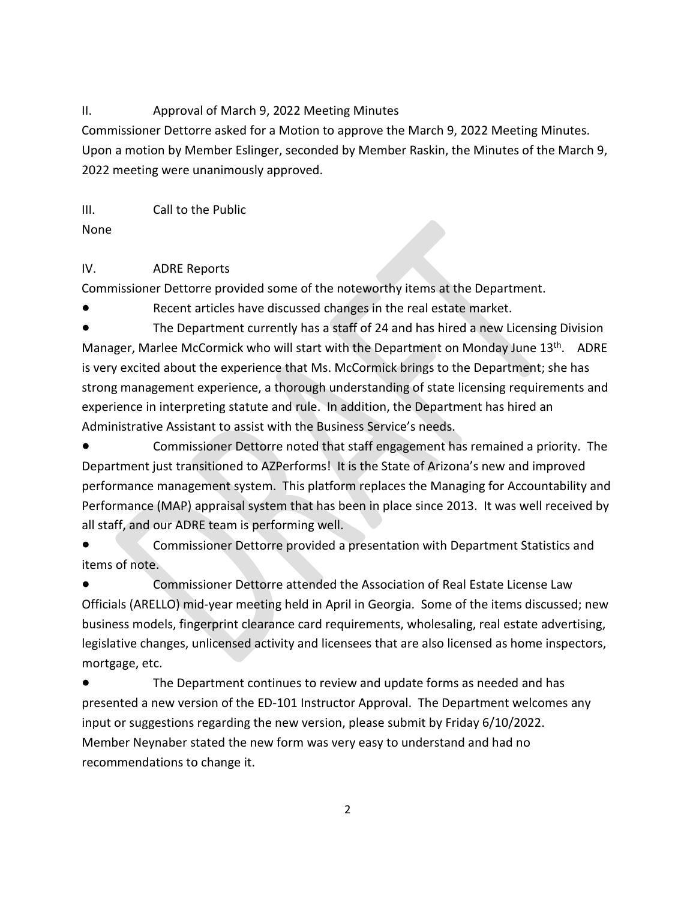## II. Approval of March 9, 2022 Meeting Minutes

Commissioner Dettorre asked for a Motion to approve the March 9, 2022 Meeting Minutes. Upon a motion by Member Eslinger, seconded by Member Raskin, the Minutes of the March 9, 2022 meeting were unanimously approved.

## III. Call to the Public

None

## IV. ADRE Reports

Commissioner Dettorre provided some of the noteworthy items at the Department.

- Recent articles have discussed changes in the real estate market.
- The Department currently has a staff of 24 and has hired a new Licensing Division Manager, Marlee McCormick who will start with the Department on Monday June 13th. ADRE is very excited about the experience that Ms. McCormick brings to the Department; she has strong management experience, a thorough understanding of state licensing requirements and experience in interpreting statute and rule. In addition, the Department has hired an Administrative Assistant to assist with the Business Service's needs.
- Commissioner Dettorre noted that staff engagement has remained a priority. The Department just transitioned to AZPerforms! It is the State of Arizona's new and improved performance management system. This platform replaces the Managing for Accountability and Performance (MAP) appraisal system that has been in place since 2013. It was well received by all staff, and our ADRE team is performing well.
- Commissioner Dettorre provided a presentation with Department Statistics and items of note.
- Commissioner Dettorre attended the Association of Real Estate License Law Officials (ARELLO) mid-year meeting held in April in Georgia. Some of the items discussed; new business models, fingerprint clearance card requirements, wholesaling, real estate advertising, legislative changes, unlicensed activity and licensees that are also licensed as home inspectors, mortgage, etc.
- The Department continues to review and update forms as needed and has presented a new version of the ED-101 Instructor Approval. The Department welcomes any input or suggestions regarding the new version, please submit by Friday 6/10/2022. Member Neynaber stated the new form was very easy to understand and had no recommendations to change it.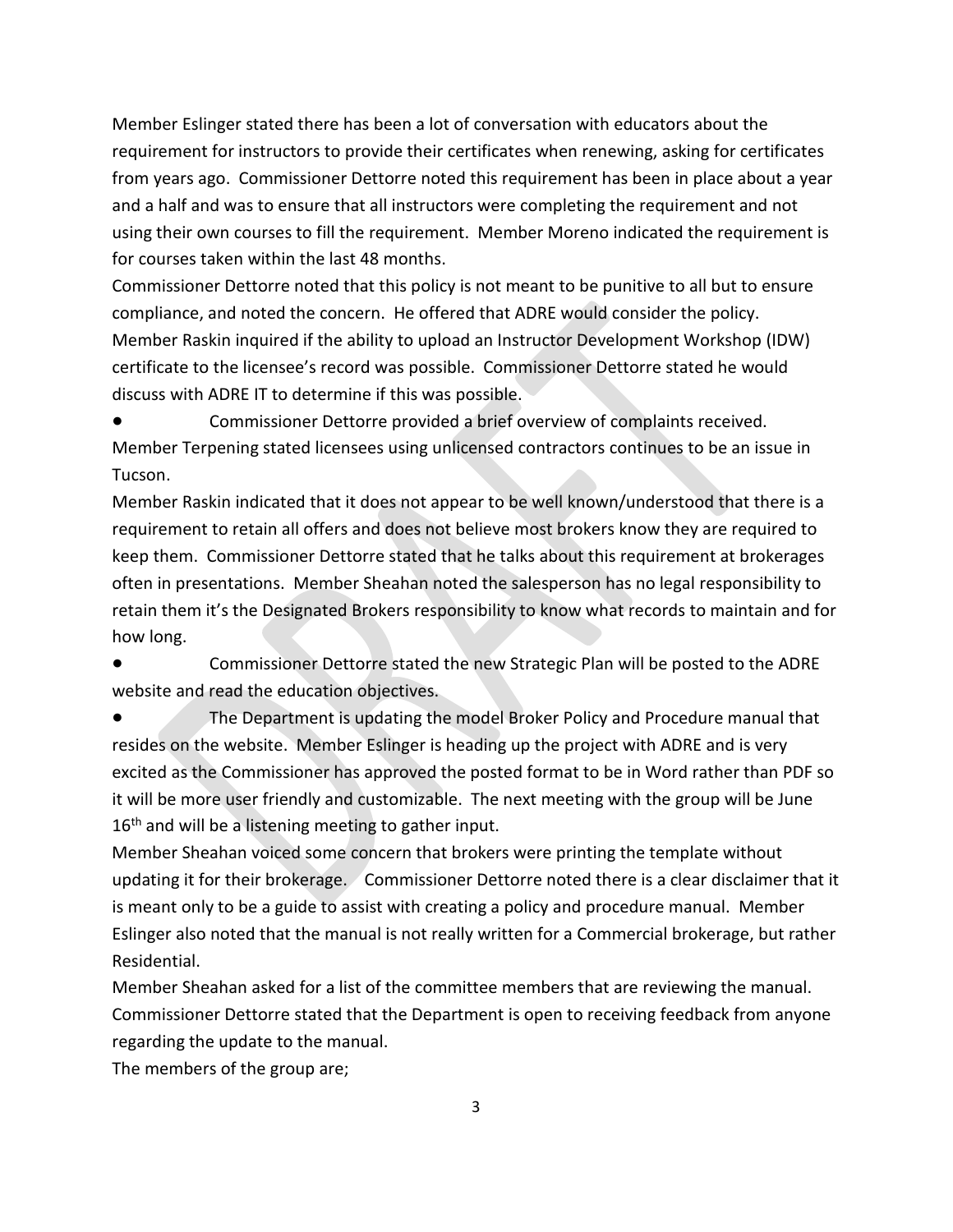Member Eslinger stated there has been a lot of conversation with educators about the requirement for instructors to provide their certificates when renewing, asking for certificates from years ago. Commissioner Dettorre noted this requirement has been in place about a year and a half and was to ensure that all instructors were completing the requirement and not using their own courses to fill the requirement. Member Moreno indicated the requirement is for courses taken within the last 48 months.

Commissioner Dettorre noted that this policy is not meant to be punitive to all but to ensure compliance, and noted the concern. He offered that ADRE would consider the policy.

Member Raskin inquired if the ability to upload an Instructor Development Workshop (IDW) certificate to the licensee's record was possible. Commissioner Dettorre stated he would discuss with ADRE IT to determine if this was possible.

- Commissioner Dettorre provided a brief overview of complaints received.

Member Terpening stated licensees using unlicensed contractors continues to be an issue in Tucson.

Member Raskin indicated that it does not appear to be well known/understood that there is a requirement to retain all offers and does not believe most brokers know they are required to keep them. Commissioner Dettorre stated that he talks about this requirement at brokerages often in presentations. Member Sheahan noted the salesperson has no legal responsibility to retain them it's the Designated Brokers responsibility to know what records to maintain and for how long.

- Commissioner Dettorre stated the new Strategic Plan will be posted to the ADRE website and read the education objectives.
- The Department is updating the model Broker Policy and Procedure manual that resides on the website. Member Eslinger is heading up the project with ADRE and is very excited as the Commissioner has approved the posted format to be in Word rather than PDF so it will be more user friendly and customizable. The next meeting with the group will be June 16th and will be a listening meeting to gather input.

Member Sheahan voiced some concern that brokers were printing the template without updating it for their brokerage. Commissioner Dettorre noted there is a clear disclaimer that it is meant only to be a guide to assist with creating a policy and procedure manual. Member Eslinger also noted that the manual is not really written for a Commercial brokerage, but rather Residential.

Member Sheahan asked for a list of the committee members that are reviewing the manual. Commissioner Dettorre stated that the Department is open to receiving feedback from anyone regarding the update to the manual.

The members of the group are;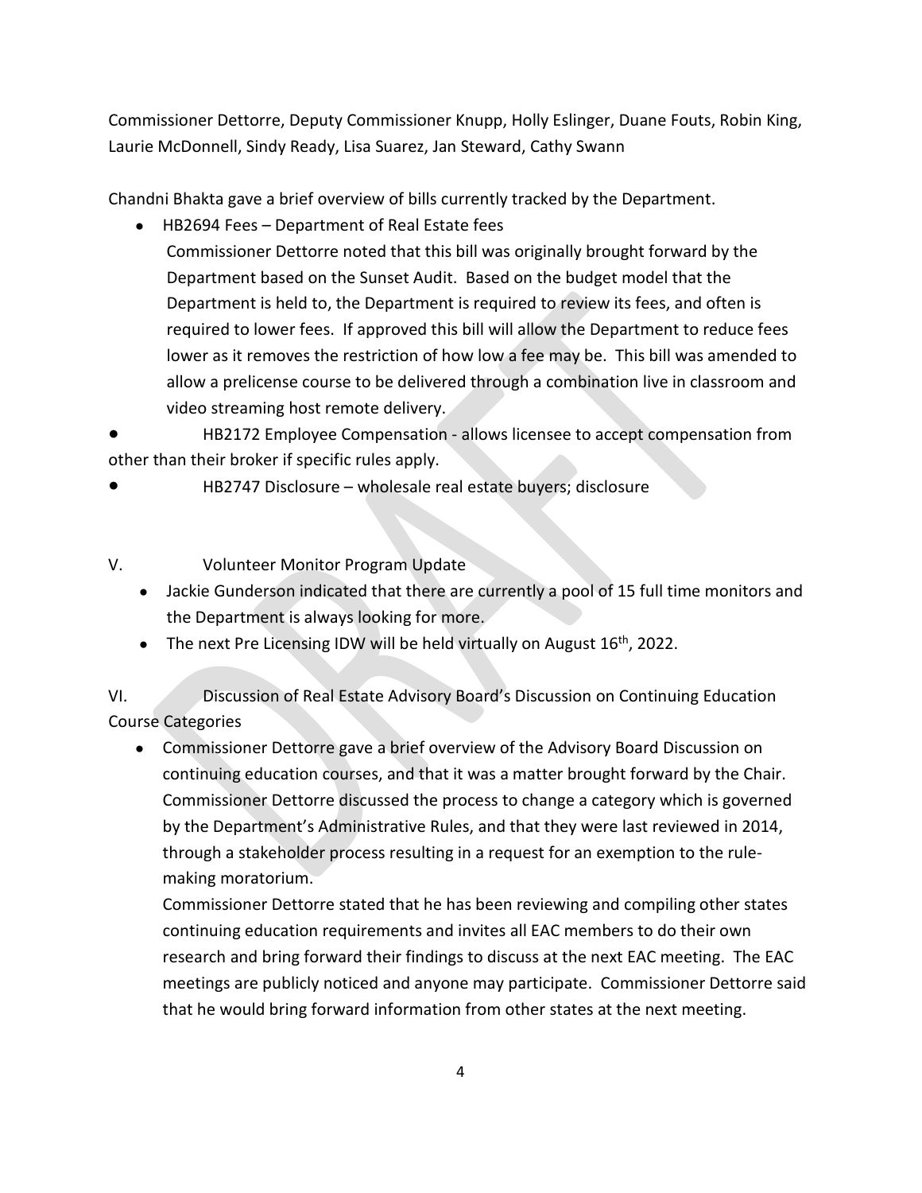Commissioner Dettorre, Deputy Commissioner Knupp, Holly Eslinger, Duane Fouts, Robin King, Laurie McDonnell, Sindy Ready, Lisa Suarez, Jan Steward, Cathy Swann

Chandni Bhakta gave a brief overview of bills currently tracked by the Department.

- HB2694 Fees – Department of Real Estate fees
  Commissioner Dettorre noted that this bill was originally brought forward by the Department based on the Sunset Audit. Based on the budget model that the Department is held to, the Department is required to review its fees, and often is required to lower fees. If approved this bill will allow the Department to reduce fees lower as it removes the restriction of how low a fee may be. This bill was amended to allow a prelicense course to be delivered through a combination live in classroom and video streaming host remote delivery.
- HB2172 Employee Compensation - allows licensee to accept compensation from other than their broker if specific rules apply.
- HB2747 Disclosure – wholesale real estate buyers; disclosure

V. Volunteer Monitor Program Update

- Jackie Gunderson indicated that there are currently a pool of 15 full time monitors and the Department is always looking for more.
- The next Pre Licensing IDW will be held virtually on August 16th, 2022.

VI. Discussion of Real Estate Advisory Board's Discussion on Continuing Education Course Categories

- Commissioner Dettorre gave a brief overview of the Advisory Board Discussion on continuing education courses, and that it was a matter brought forward by the Chair. Commissioner Dettorre discussed the process to change a category which is governed by the Department's Administrative Rules, and that they were last reviewed in 2014, through a stakeholder process resulting in a request for an exemption to the rule-making moratorium.
  Commissioner Dettorre stated that he has been reviewing and compiling other states continuing education requirements and invites all EAC members to do their own research and bring forward their findings to discuss at the next EAC meeting. The EAC meetings are publicly noticed and anyone may participate. Commissioner Dettorre said that he would bring forward information from other states at the next meeting.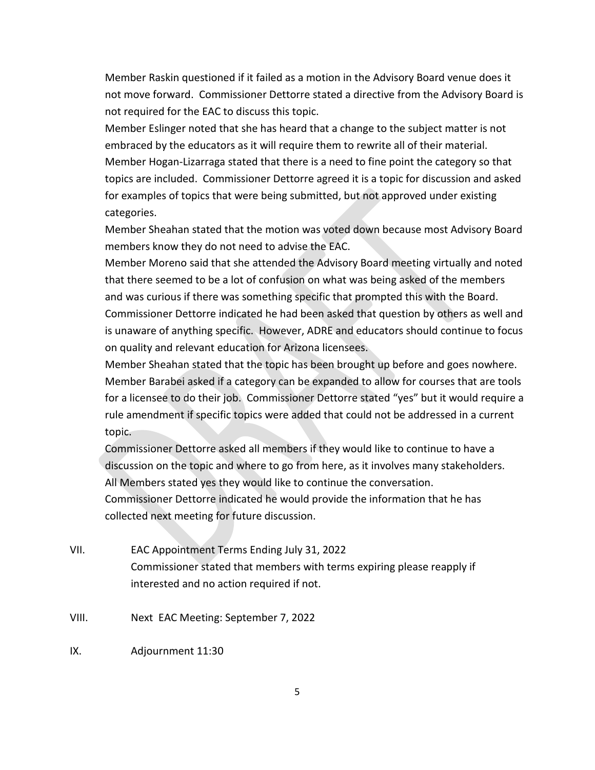Member Raskin questioned if it failed as a motion in the Advisory Board venue does it not move forward. Commissioner Dettorre stated a directive from the Advisory Board is not required for the EAC to discuss this topic.

Member Eslinger noted that she has heard that a change to the subject matter is not embraced by the educators as it will require them to rewrite all of their material.

Member Hogan-Lizarraga stated that there is a need to fine point the category so that topics are included. Commissioner Dettorre agreed it is a topic for discussion and asked for examples of topics that were being submitted, but not approved under existing categories.

Member Sheahan stated that the motion was voted down because most Advisory Board members know they do not need to advise the EAC.

Member Moreno said that she attended the Advisory Board meeting virtually and noted that there seemed to be a lot of confusion on what was being asked of the members and was curious if there was something specific that prompted this with the Board.

Commissioner Dettorre indicated he had been asked that question by others as well and is unaware of anything specific. However, ADRE and educators should continue to focus on quality and relevant education for Arizona licensees.

Member Sheahan stated that the topic has been brought up before and goes nowhere.

Member Barabei asked if a category can be expanded to allow for courses that are tools for a licensee to do their job. Commissioner Dettorre stated "yes" but it would require a rule amendment if specific topics were added that could not be addressed in a current topic.

Commissioner Dettorre asked all members if they would like to continue to have a discussion on the topic and where to go from here, as it involves many stakeholders.

All Members stated yes they would like to continue the conversation.

Commissioner Dettorre indicated he would provide the information that he has collected next meeting for future discussion.

VII. EAC Appointment Terms Ending July 31, 2022

Commissioner stated that members with terms expiring please reapply if interested and no action required if not.

VIII. Next EAC Meeting: September 7, 2022

IX. Adjournment 11:30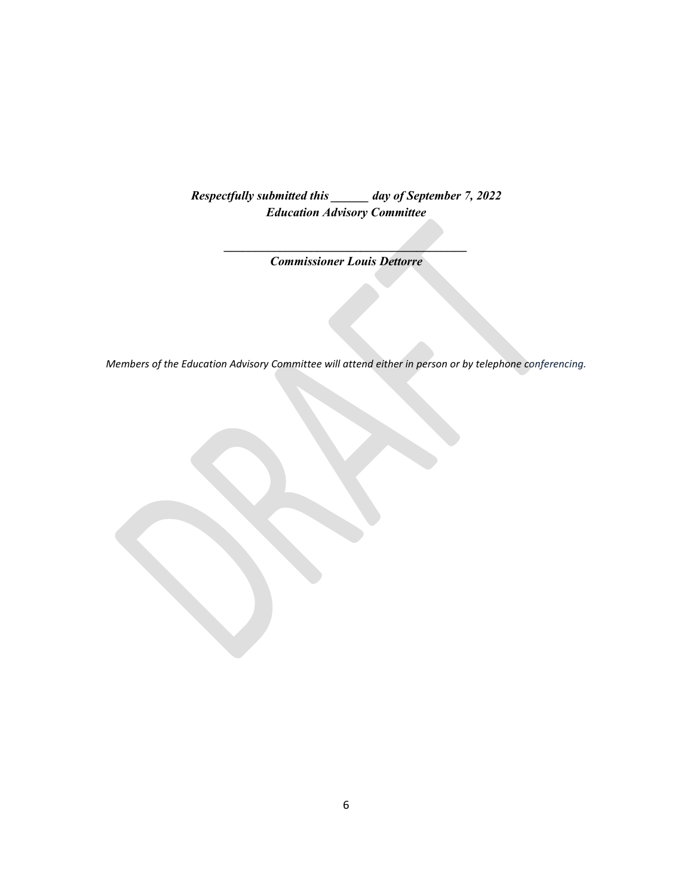***Respectfully submitted this ______ day of September 7, 2022***
***Education Advisory Committee***

***________________________________________***
***Commissioner Louis Dettorre***

*Members of the Education Advisory Committee will attend either in person or by telephone conferencing.*